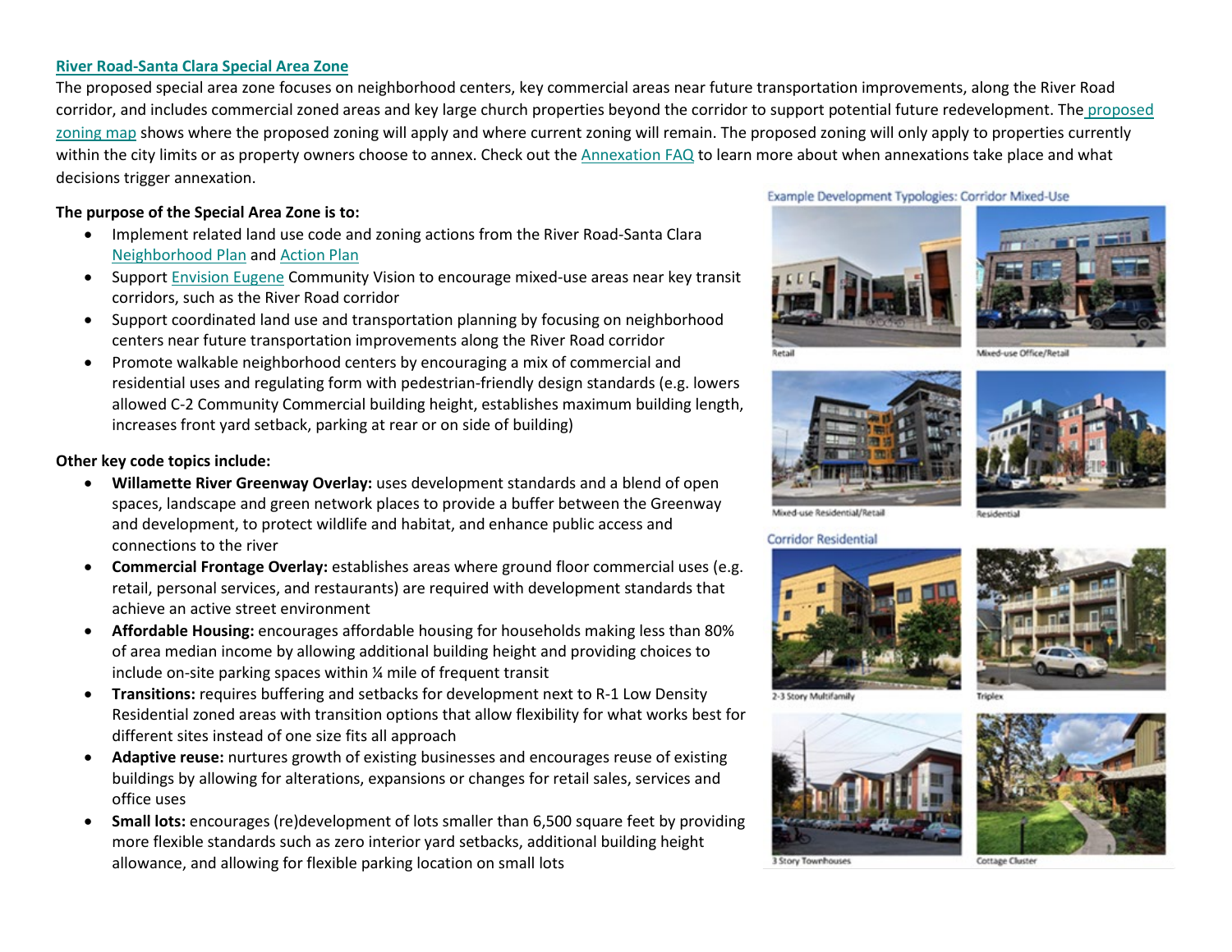## River Road-Santa Clara Special Area Zone

The proposed special area zone focuses on neighborhood centers, key commercial areas near future transportation improvements, along the River Road corridor, and includes commercial zoned areas and key large church properties beyond the corridor to support potential future redevelopment. The proposed zoning map shows where the proposed zoning will apply and where current zoning will remain. The proposed zoning will only apply to properties currently within the city limits or as property owners choose to annex. Check out the Annexation FAQ to learn more about when annexations take place and what decisions trigger annexation.

**The purpose of the Special Area Zone is to:**

- Implement related land use code and zoning actions from the River Road-Santa Clara Neighborhood Plan and Action Plan
- Support Envision Eugene Community Vision to encourage mixed-use areas near key transit corridors, such as the River Road corridor
- Support coordinated land use and transportation planning by focusing on neighborhood centers near future transportation improvements along the River Road corridor
- Promote walkable neighborhood centers by encouraging a mix of commercial and residential uses and regulating form with pedestrian-friendly design standards (e.g. lowers allowed C-2 Community Commercial building height, establishes maximum building length, increases front yard setback, parking at rear or on side of building)

**Other key code topics include:**

- **Willamette River Greenway Overlay:** uses development standards and a blend of open spaces, landscape and green network places to provide a buffer between the Greenway and development, to protect wildlife and habitat, and enhance public access and connections to the river
- **Commercial Frontage Overlay:** establishes areas where ground floor commercial uses (e.g. retail, personal services, and restaurants) are required with development standards that achieve an active street environment
- **Affordable Housing:** encourages affordable housing for households making less than 80% of area median income by allowing additional building height and providing choices to include on-site parking spaces within ¼ mile of frequent transit
- **Transitions:** requires buffering and setbacks for development next to R-1 Low Density Residential zoned areas with transition options that allow flexibility for what works best for different sites instead of one size fits all approach
- **Adaptive reuse:** nurtures growth of existing businesses and encourages reuse of existing buildings by allowing for alterations, expansions or changes for retail sales, services and office uses
- **Small lots:** encourages (re)development of lots smaller than 6,500 square feet by providing more flexible standards such as zero interior yard setbacks, additional building height allowance, and allowing for flexible parking location on small lots

Example Development Typologies: Corridor Mixed-Use

Retail

Mixed-use Office/Retail

Mixed-use Residential/Retail

Residential

Corridor Residential

2-3 Story Multifamily

Triplex

3 Story Townhouses

Cottage Cluster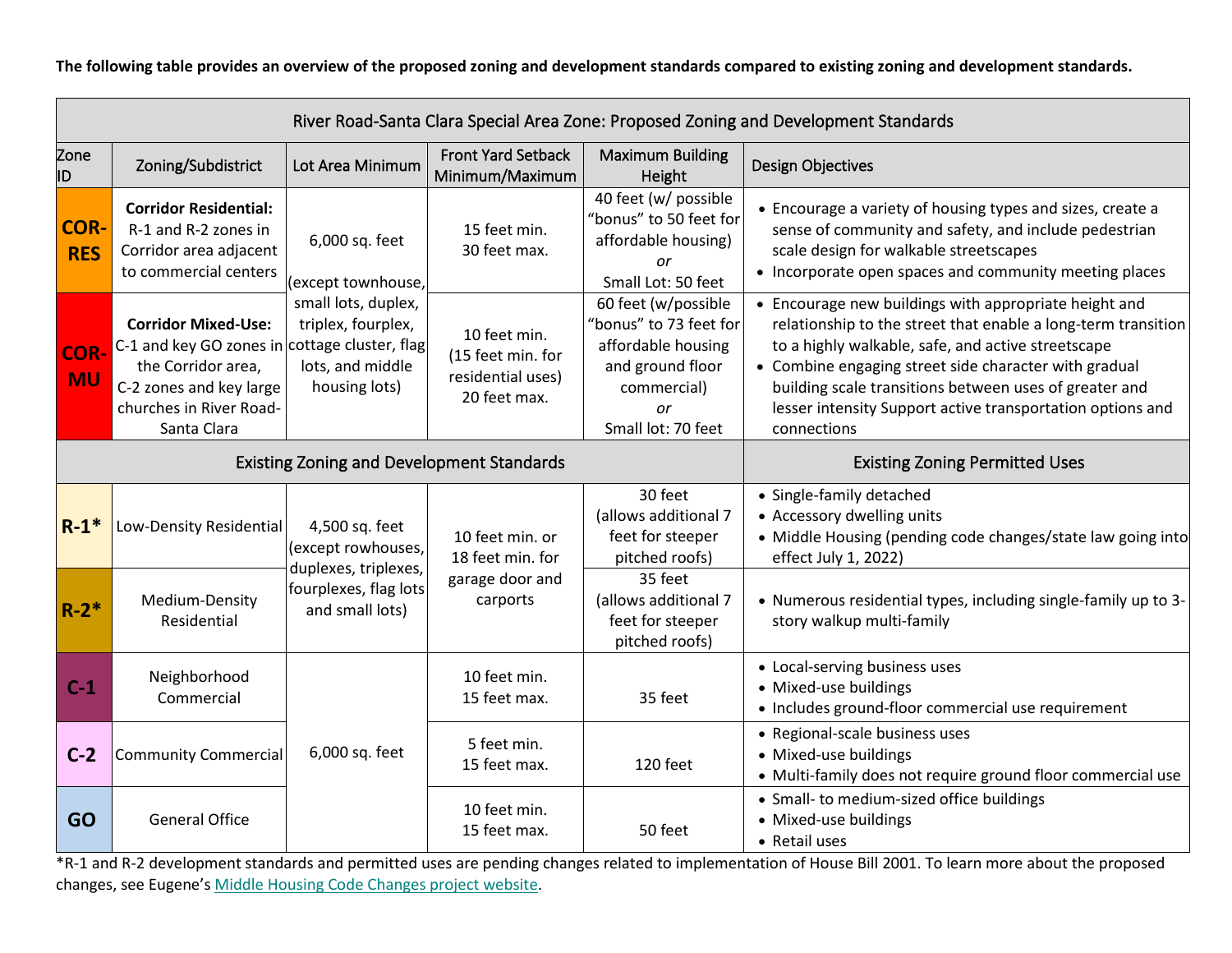**The following table provides an overview of the proposed zoning and development standards compared to existing zoning and development standards.**

| River Road-Santa Clara Special Area Zone: Proposed Zoning and Development Standards | | | | | |
|---|---|---|---|---|---|
| Zone ID | Zoning/Subdistrict | Lot Area Minimum | Front Yard Setback Minimum/Maximum | Maximum Building Height | Design Objectives |
| **COR-RES** | **Corridor Residential:** R-1 and R-2 zones in Corridor area adjacent to commercial centers | 6,000 sq. feet (except townhouse, small lots, duplex, triplex, fourplex, cottage cluster, flag lots, and middle housing lots) | 15 feet min. 30 feet max. | 40 feet (w/ possible "bonus" to 50 feet for affordable housing) *or* Small Lot: 50 feet | • Encourage a variety of housing types and sizes, create a sense of community and safety, and include pedestrian scale design for walkable streetscapes<br>• Incorporate open spaces and community meeting places |
| **COR-MU** | **Corridor Mixed-Use:** C-1 and key GO zones in the Corridor area, C-2 zones and key large churches in River Road-Santa Clara | | 10 feet min. (15 feet min. for residential uses) 20 feet max. | 60 feet (w/possible "bonus" to 73 feet for affordable housing and ground floor commercial) *or* Small lot: 70 feet | • Encourage new buildings with appropriate height and relationship to the street that enable a long-term transition to a highly walkable, safe, and active streetscape<br>• Combine engaging street side character with gradual building scale transitions between uses of greater and lesser intensity Support active transportation options and connections |
| Existing Zoning and Development Standards | | | | | Existing Zoning Permitted Uses |
| **R-1*** | Low-Density Residential | 4,500 sq. feet (except rowhouses, duplexes, triplexes, fourplexes, flag lots and small lots) | 10 feet min. or 18 feet min. for garage door and carports | 30 feet (allows additional 7 feet for steeper pitched roofs) | • Single-family detached<br>• Accessory dwelling units<br>• Middle Housing (pending code changes/state law going into effect July 1, 2022) |
| **R-2*** | Medium-Density Residential | | | 35 feet (allows additional 7 feet for steeper pitched roofs) | • Numerous residential types, including single-family up to 3-story walkup multi-family |
| **C-1** | Neighborhood Commercial | 6,000 sq. feet | 10 feet min. 15 feet max. | 35 feet | • Local-serving business uses<br>• Mixed-use buildings<br>• Includes ground-floor commercial use requirement |
| **C-2** | Community Commercial | | 5 feet min. 15 feet max. | 120 feet | • Regional-scale business uses<br>• Mixed-use buildings<br>• Multi-family does not require ground floor commercial use |
| **GO** | General Office | | 10 feet min. 15 feet max. | 50 feet | • Small- to medium-sized office buildings<br>• Mixed-use buildings<br>• Retail uses |

*R-1 and R-2 development standards and permitted uses are pending changes related to implementation of House Bill 2001. To learn more about the proposed changes, see Eugene's Middle Housing Code Changes project website.